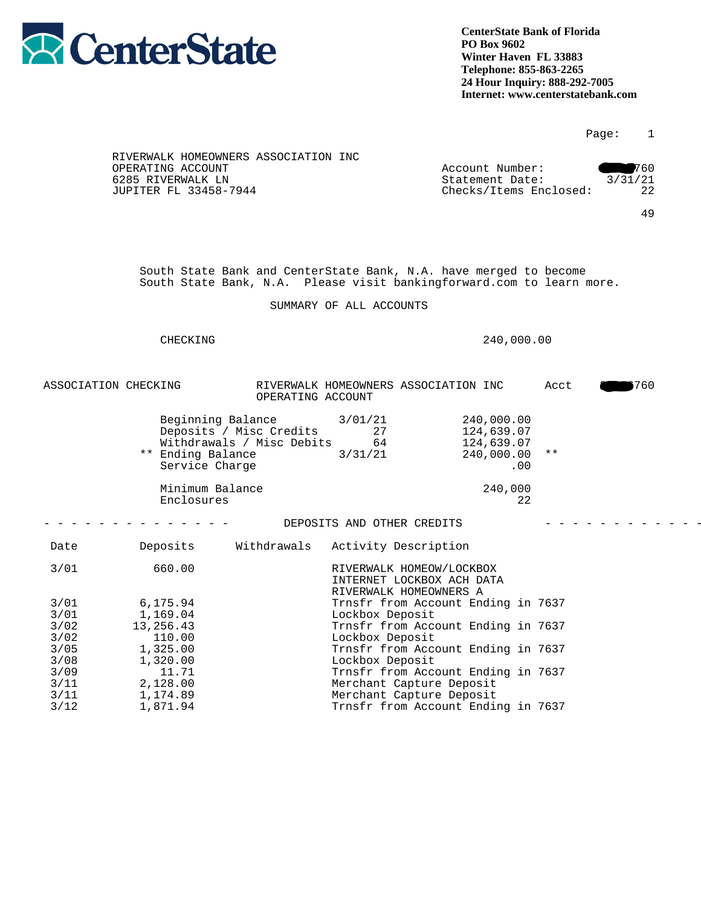**CenterState**

**CenterState Bank of Florida**
**PO Box 9602**
**Winter Haven FL 33883**
**Telephone: 855-863-2265**
**24 Hour Inquiry: 888-292-7005**
**Internet: www.centerstatebank.com**

Page: 1

RIVERWALK HOMEOWNERS ASSOCIATION INC
OPERATING ACCOUNT
6285 RIVERWALK LN
JUPITER FL 33458-7944

Account Number: ████760
Statement Date: 3/31/21
Checks/Items Enclosed: 22

49

South State Bank and CenterState Bank, N.A. have merged to become South State Bank, N.A. Please visit bankingforward.com to learn more.

## SUMMARY OF ALL ACCOUNTS

| | |
|---|---|
| CHECKING | 240,000.00 |

ASSOCIATION CHECKING — RIVERWALK HOMEOWNERS ASSOCIATION INC OPERATING ACCOUNT — Acct ████760

| | | | |
|---|---|---|---|
| Beginning Balance | 3/01/21 | 240,000.00 | |
| Deposits / Misc Credits | 27 | 124,639.07 | |
| Withdrawals / Misc Debits | 64 | 124,639.07 | |
| ** Ending Balance | 3/31/21 | 240,000.00 | ** |
| Service Charge | | .00 | |
| Minimum Balance | | 240,000 | |
| Enclosures | | 22 | |

## DEPOSITS AND OTHER CREDITS

| Date | Deposits | Withdrawals | Activity Description |
|---|---|---|---|
| 3/01 | 660.00 | | RIVERWALK HOMEOW/LOCKBOX INTERNET LOCKBOX ACH DATA RIVERWALK HOMEOWNERS A |
| 3/01 | 6,175.94 | | Trnsfr from Account Ending in 7637 |
| 3/01 | 1,169.04 | | Lockbox Deposit |
| 3/02 | 13,256.43 | | Trnsfr from Account Ending in 7637 |
| 3/02 | 110.00 | | Lockbox Deposit |
| 3/05 | 1,325.00 | | Trnsfr from Account Ending in 7637 |
| 3/08 | 1,320.00 | | Lockbox Deposit |
| 3/09 | 11.71 | | Trnsfr from Account Ending in 7637 |
| 3/11 | 2,128.00 | | Merchant Capture Deposit |
| 3/11 | 1,174.89 | | Merchant Capture Deposit |
| 3/12 | 1,871.94 | | Trnsfr from Account Ending in 7637 |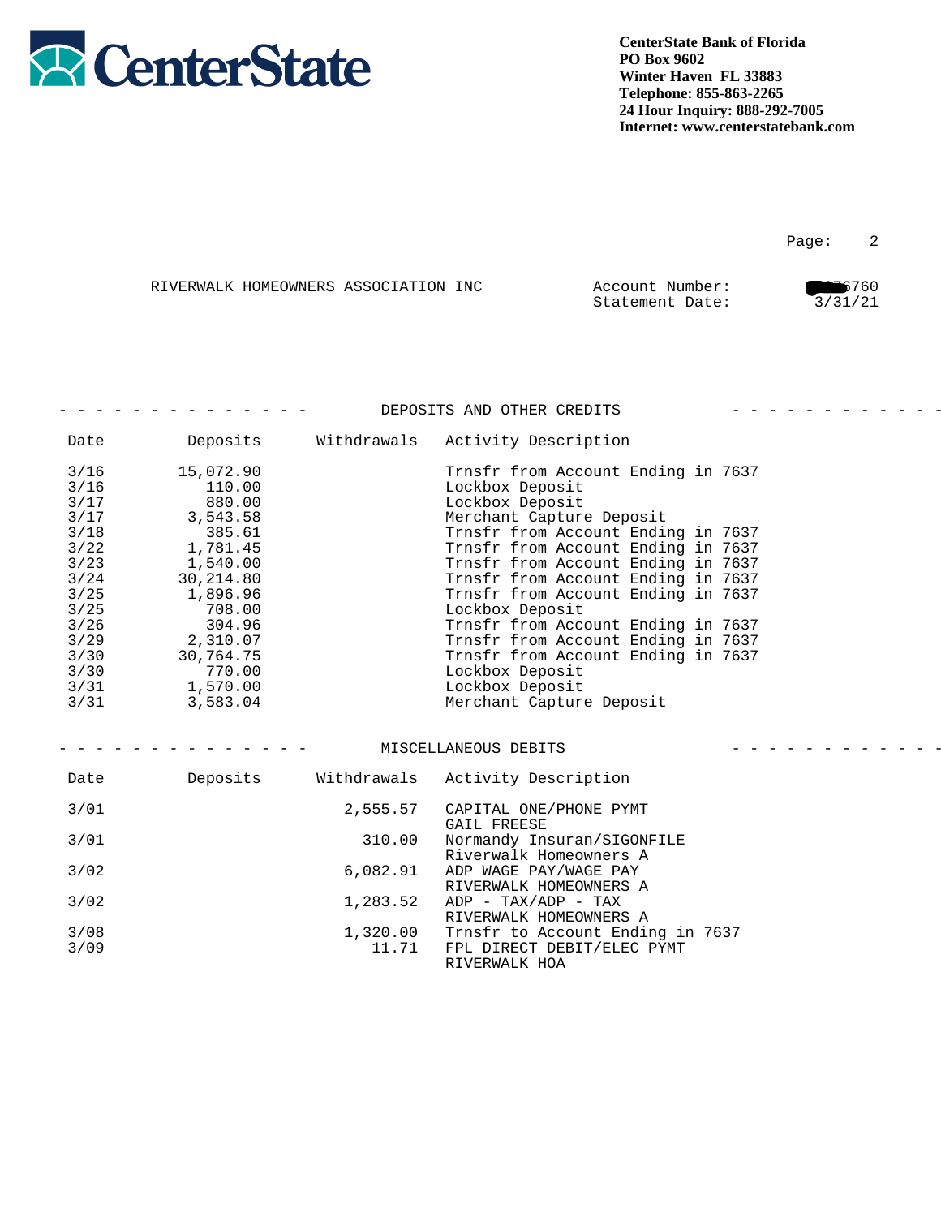CenterState Bank of Florida
PO Box 9602
Winter Haven FL 33883
Telephone: 855-863-2265
24 Hour Inquiry: 888-292-7005
Internet: www.centerstatebank.com

RIVERWALK HOMEOWNERS ASSOCIATION INC

Account Number: ████6760
Statement Date: 3/31/21

## DEPOSITS AND OTHER CREDITS

| Date | Deposits | Withdrawals | Activity Description |
|---|---|---|---|
| 3/16 | 15,072.90 | | Trnsfr from Account Ending in 7637 |
| 3/16 | 110.00 | | Lockbox Deposit |
| 3/17 | 880.00 | | Lockbox Deposit |
| 3/17 | 3,543.58 | | Merchant Capture Deposit |
| 3/18 | 385.61 | | Trnsfr from Account Ending in 7637 |
| 3/22 | 1,781.45 | | Trnsfr from Account Ending in 7637 |
| 3/23 | 1,540.00 | | Trnsfr from Account Ending in 7637 |
| 3/24 | 30,214.80 | | Trnsfr from Account Ending in 7637 |
| 3/25 | 1,896.96 | | Trnsfr from Account Ending in 7637 |
| 3/25 | 708.00 | | Lockbox Deposit |
| 3/26 | 304.96 | | Trnsfr from Account Ending in 7637 |
| 3/29 | 2,310.07 | | Trnsfr from Account Ending in 7637 |
| 3/30 | 30,764.75 | | Trnsfr from Account Ending in 7637 |
| 3/30 | 770.00 | | Lockbox Deposit |
| 3/31 | 1,570.00 | | Lockbox Deposit |
| 3/31 | 3,583.04 | | Merchant Capture Deposit |

## MISCELLANEOUS DEBITS

| Date | Deposits | Withdrawals | Activity Description |
|---|---|---|---|
| 3/01 | | 2,555.57 | CAPITAL ONE/PHONE PYMT GAIL FREESE |
| 3/01 | | 310.00 | Normandy Insuran/SIGONFILE Riverwalk Homeowners A |
| 3/02 | | 6,082.91 | ADP WAGE PAY/WAGE PAY RIVERWALK HOMEOWNERS A |
| 3/02 | | 1,283.52 | ADP - TAX/ADP - TAX RIVERWALK HOMEOWNERS A |
| 3/08 | | 1,320.00 | Trnsfr to Account Ending in 7637 |
| 3/09 | | 11.71 | FPL DIRECT DEBIT/ELEC PYMT RIVERWALK HOA |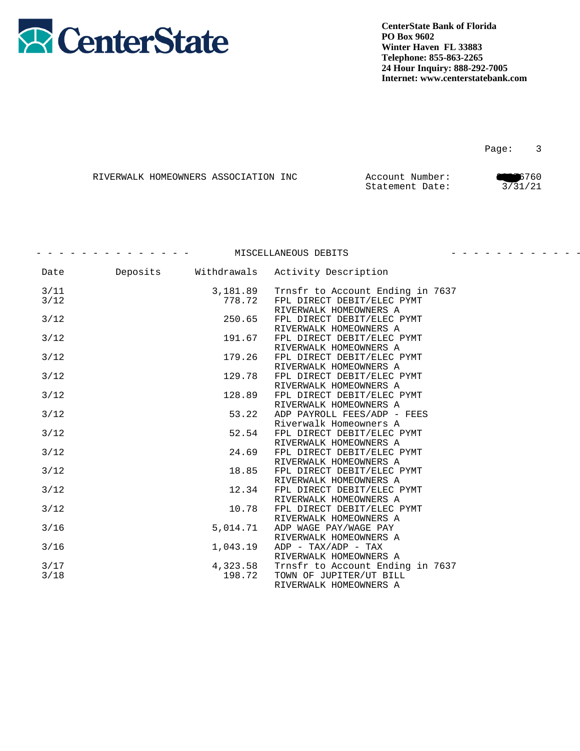**CenterState**

**CenterState Bank of Florida**
**PO Box 9602**
**Winter Haven FL 33883**
**Telephone: 855-863-2265**
**24 Hour Inquiry: 888-292-7005**
**Internet: www.centerstatebank.com**

RIVERWALK HOMEOWNERS ASSOCIATION INC

Account Number: ****6760
Statement Date: 3/31/21

## MISCELLANEOUS DEBITS

| Date | Deposits | Withdrawals | Activity Description |
|---|---|---|---|
| 3/11 | | 3,181.89 | Trnsfr to Account Ending in 7637 |
| 3/12 | | 778.72 | FPL DIRECT DEBIT/ELEC PYMT RIVERWALK HOMEOWNERS A |
| 3/12 | | 250.65 | FPL DIRECT DEBIT/ELEC PYMT RIVERWALK HOMEOWNERS A |
| 3/12 | | 191.67 | FPL DIRECT DEBIT/ELEC PYMT RIVERWALK HOMEOWNERS A |
| 3/12 | | 179.26 | FPL DIRECT DEBIT/ELEC PYMT RIVERWALK HOMEOWNERS A |
| 3/12 | | 129.78 | FPL DIRECT DEBIT/ELEC PYMT RIVERWALK HOMEOWNERS A |
| 3/12 | | 128.89 | FPL DIRECT DEBIT/ELEC PYMT RIVERWALK HOMEOWNERS A |
| 3/12 | | 53.22 | ADP PAYROLL FEES/ADP - FEES Riverwalk Homeowners A |
| 3/12 | | 52.54 | FPL DIRECT DEBIT/ELEC PYMT RIVERWALK HOMEOWNERS A |
| 3/12 | | 24.69 | FPL DIRECT DEBIT/ELEC PYMT RIVERWALK HOMEOWNERS A |
| 3/12 | | 18.85 | FPL DIRECT DEBIT/ELEC PYMT RIVERWALK HOMEOWNERS A |
| 3/12 | | 12.34 | FPL DIRECT DEBIT/ELEC PYMT RIVERWALK HOMEOWNERS A |
| 3/12 | | 10.78 | FPL DIRECT DEBIT/ELEC PYMT RIVERWALK HOMEOWNERS A |
| 3/16 | | 5,014.71 | ADP WAGE PAY/WAGE PAY RIVERWALK HOMEOWNERS A |
| 3/16 | | 1,043.19 | ADP - TAX/ADP - TAX RIVERWALK HOMEOWNERS A |
| 3/17 | | 4,323.58 | Trnsfr to Account Ending in 7637 |
| 3/18 | | 198.72 | TOWN OF JUPITER/UT BILL RIVERWALK HOMEOWNERS A |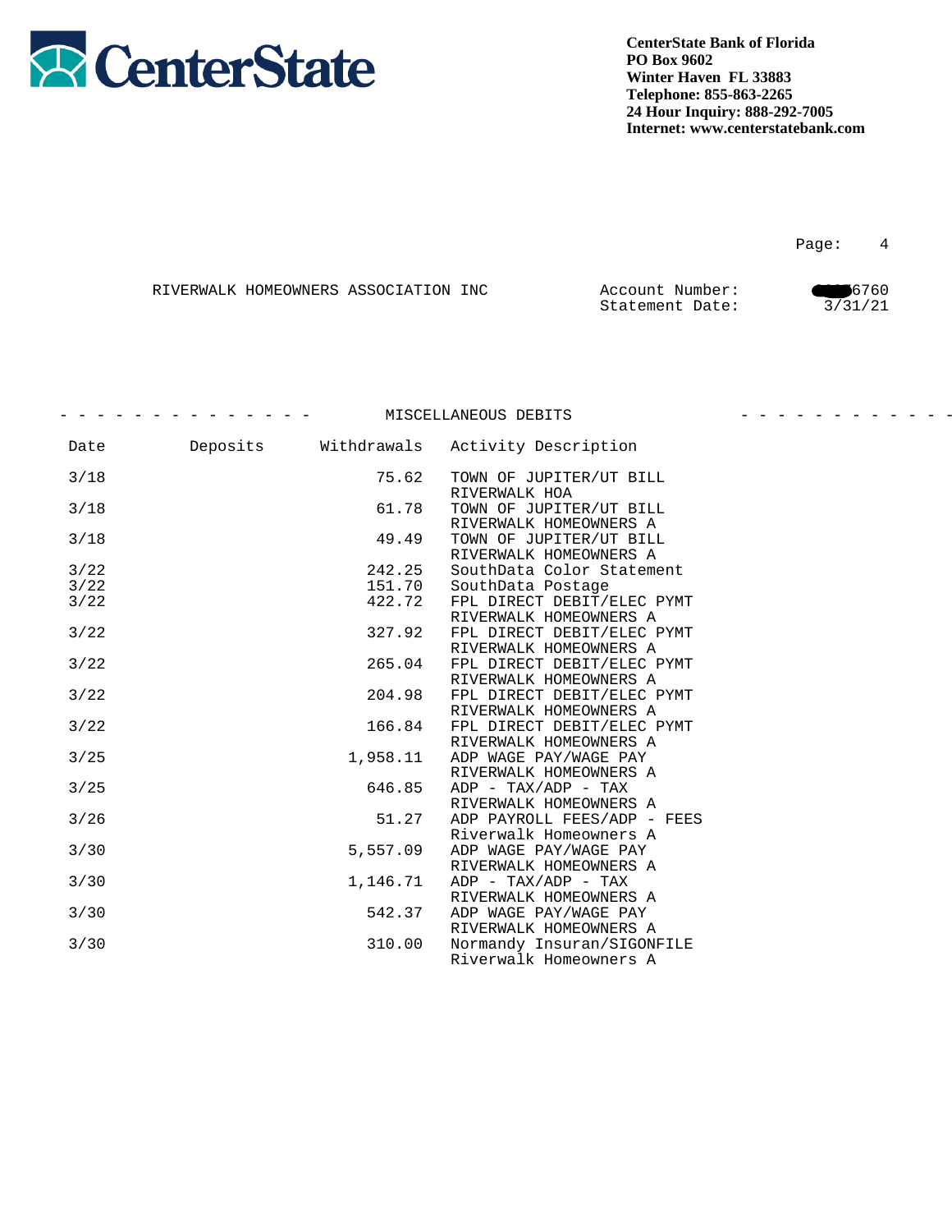**CenterState Bank of Florida**
**PO Box 9602**
**Winter Haven FL 33883**
**Telephone: 855-863-2265**
**24 Hour Inquiry: 888-292-7005**
**Internet: www.centerstatebank.com**

RIVERWALK HOMEOWNERS ASSOCIATION INC

Account Number: ■■■6760
Statement Date: 3/31/21

## MISCELLANEOUS DEBITS

| Date | Deposits | Withdrawals | Activity Description |
|---|---|---|---|
| 3/18 | | 75.62 | TOWN OF JUPITER/UT BILL RIVERWALK HOA |
| 3/18 | | 61.78 | TOWN OF JUPITER/UT BILL RIVERWALK HOMEOWNERS A |
| 3/18 | | 49.49 | TOWN OF JUPITER/UT BILL RIVERWALK HOMEOWNERS A |
| 3/22 | | 242.25 | SouthData Color Statement |
| 3/22 | | 151.70 | SouthData Postage |
| 3/22 | | 422.72 | FPL DIRECT DEBIT/ELEC PYMT RIVERWALK HOMEOWNERS A |
| 3/22 | | 327.92 | FPL DIRECT DEBIT/ELEC PYMT RIVERWALK HOMEOWNERS A |
| 3/22 | | 265.04 | FPL DIRECT DEBIT/ELEC PYMT RIVERWALK HOMEOWNERS A |
| 3/22 | | 204.98 | FPL DIRECT DEBIT/ELEC PYMT RIVERWALK HOMEOWNERS A |
| 3/22 | | 166.84 | FPL DIRECT DEBIT/ELEC PYMT RIVERWALK HOMEOWNERS A |
| 3/25 | | 1,958.11 | ADP WAGE PAY/WAGE PAY RIVERWALK HOMEOWNERS A |
| 3/25 | | 646.85 | ADP - TAX/ADP - TAX RIVERWALK HOMEOWNERS A |
| 3/26 | | 51.27 | ADP PAYROLL FEES/ADP - FEES Riverwalk Homeowners A |
| 3/30 | | 5,557.09 | ADP WAGE PAY/WAGE PAY RIVERWALK HOMEOWNERS A |
| 3/30 | | 1,146.71 | ADP - TAX/ADP - TAX RIVERWALK HOMEOWNERS A |
| 3/30 | | 542.37 | ADP WAGE PAY/WAGE PAY RIVERWALK HOMEOWNERS A |
| 3/30 | | 310.00 | Normandy Insuran/SIGONFILE Riverwalk Homeowners A |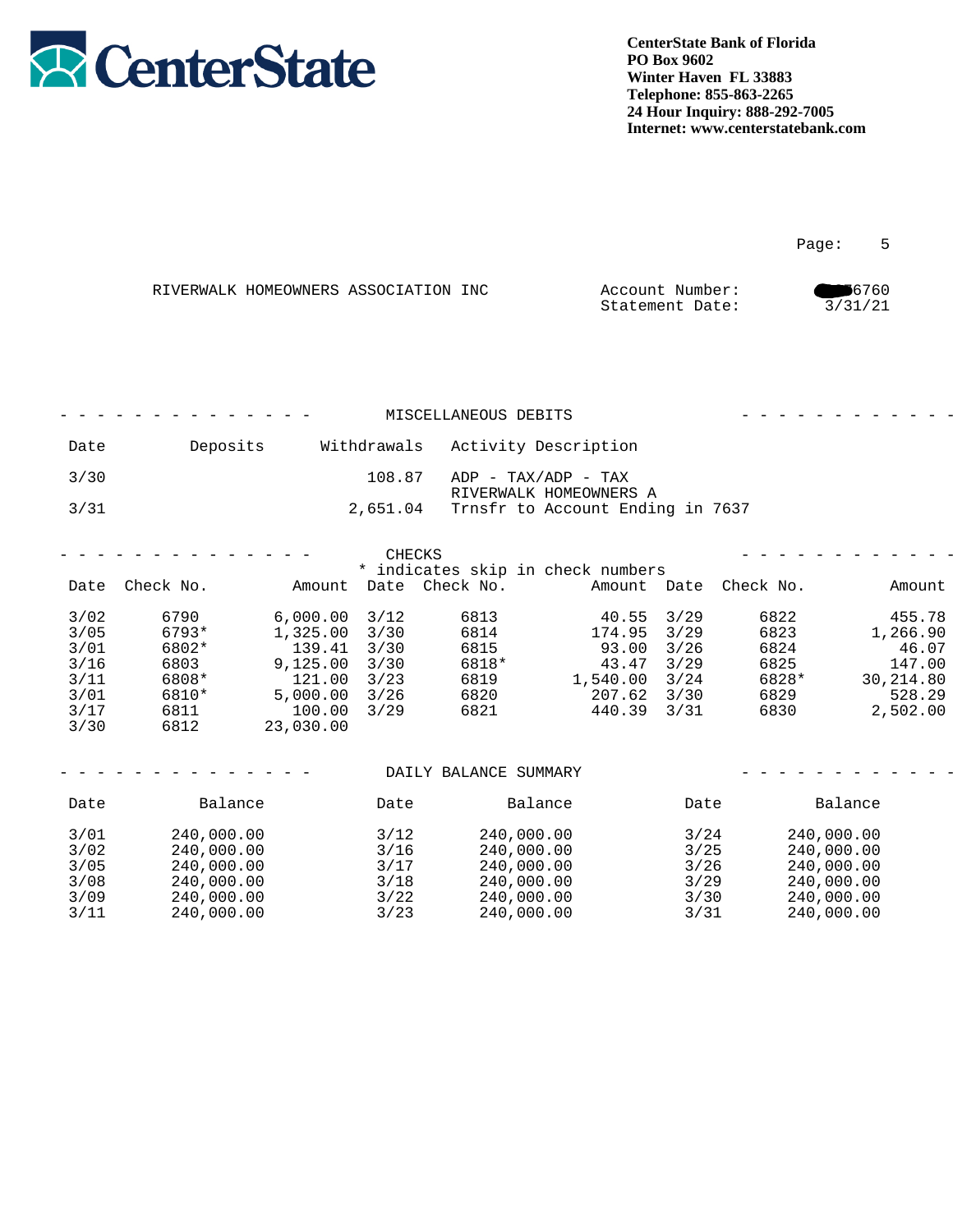CenterState

**CenterState Bank of Florida**
**PO Box 9602**
**Winter Haven FL 33883**
**Telephone: 855-863-2265**
**24 Hour Inquiry: 888-292-7005**
**Internet: www.centerstatebank.com**

RIVERWALK HOMEOWNERS ASSOCIATION INC

Account Number: ■■■6760
Statement Date: 3/31/21

## MISCELLANEOUS DEBITS

| Date | Deposits | Withdrawals | Activity Description |
|---|---|---|---|
| 3/30 | | 108.87 | ADP - TAX/ADP - TAX RIVERWALK HOMEOWNERS A |
| 3/31 | | 2,651.04 | Trnsfr to Account Ending in 7637 |

## CHECKS

\* indicates skip in check numbers

| Date | Check No. | Amount | Date | Check No. | Amount | Date | Check No. | Amount |
|---|---|---|---|---|---|---|---|---|
| 3/02 | 6790 | 6,000.00 | 3/12 | 6813 | 40.55 | 3/29 | 6822 | 455.78 |
| 3/05 | 6793* | 1,325.00 | 3/30 | 6814 | 174.95 | 3/29 | 6823 | 1,266.90 |
| 3/01 | 6802* | 139.41 | 3/30 | 6815 | 93.00 | 3/26 | 6824 | 46.07 |
| 3/16 | 6803 | 9,125.00 | 3/30 | 6818* | 43.47 | 3/29 | 6825 | 147.00 |
| 3/11 | 6808* | 121.00 | 3/23 | 6819 | 1,540.00 | 3/24 | 6828* | 30,214.80 |
| 3/01 | 6810* | 5,000.00 | 3/26 | 6820 | 207.62 | 3/30 | 6829 | 528.29 |
| 3/17 | 6811 | 100.00 | 3/29 | 6821 | 440.39 | 3/31 | 6830 | 2,502.00 |
| 3/30 | 6812 | 23,030.00 | | | | | | |

## DAILY BALANCE SUMMARY

| Date | Balance | Date | Balance | Date | Balance |
|---|---|---|---|---|---|
| 3/01 | 240,000.00 | 3/12 | 240,000.00 | 3/24 | 240,000.00 |
| 3/02 | 240,000.00 | 3/16 | 240,000.00 | 3/25 | 240,000.00 |
| 3/05 | 240,000.00 | 3/17 | 240,000.00 | 3/26 | 240,000.00 |
| 3/08 | 240,000.00 | 3/18 | 240,000.00 | 3/29 | 240,000.00 |
| 3/09 | 240,000.00 | 3/22 | 240,000.00 | 3/30 | 240,000.00 |
| 3/11 | 240,000.00 | 3/23 | 240,000.00 | 3/31 | 240,000.00 |